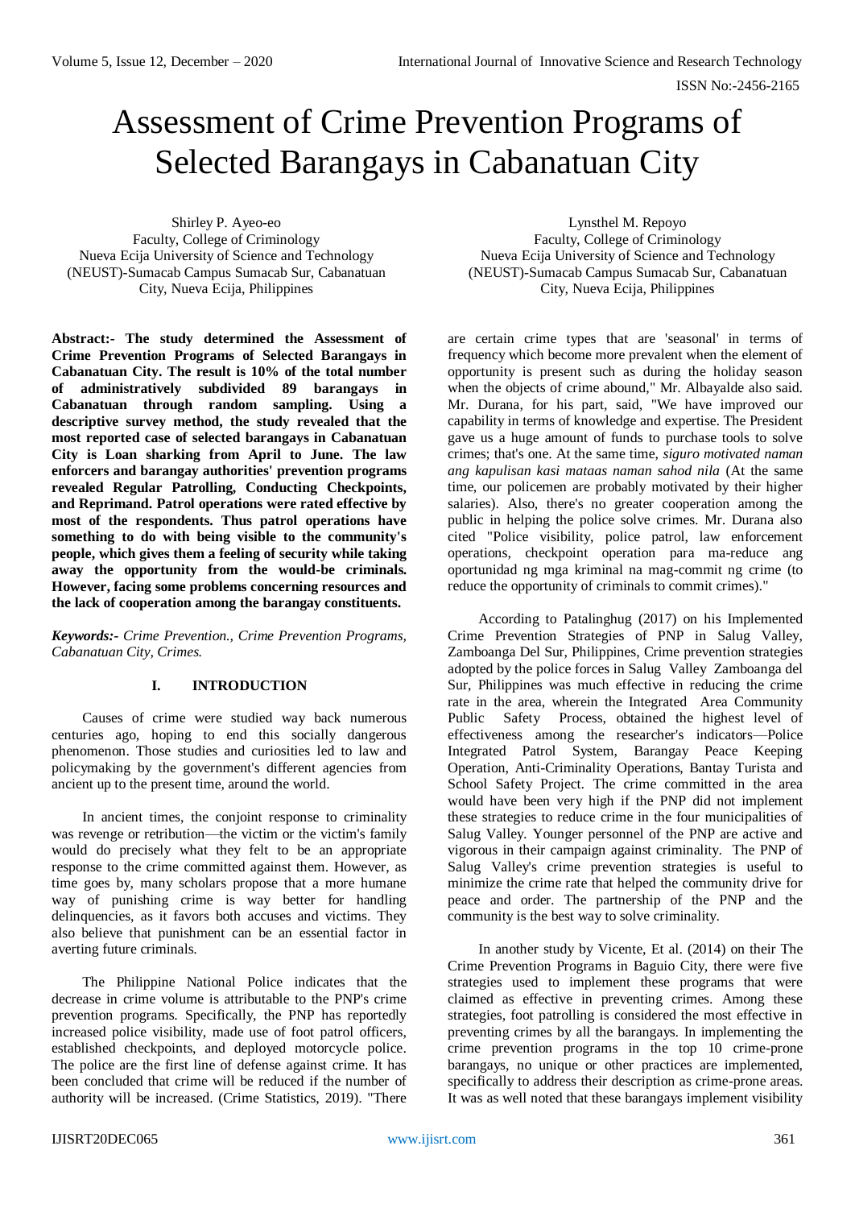# Assessment of Crime Prevention Programs of Selected Barangays in Cabanatuan City

Shirley P. Ayeo-eo
Faculty, College of Criminology
Nueva Ecija University of Science and Technology
(NEUST)-Sumacab Campus Sumacab Sur, Cabanatuan City, Nueva Ecija, Philippines

Lynsthel M. Repoyo
Faculty, College of Criminology
Nueva Ecija University of Science and Technology
(NEUST)-Sumacab Campus Sumacab Sur, Cabanatuan City, Nueva Ecija, Philippines

**Abstract:- The study determined the Assessment of Crime Prevention Programs of Selected Barangays in Cabanatuan City. The result is 10% of the total number of administratively subdivided 89 barangays in Cabanatuan through random sampling. Using a descriptive survey method, the study revealed that the most reported case of selected barangays in Cabanatuan City is Loan sharking from April to June. The law enforcers and barangay authorities' prevention programs revealed Regular Patrolling, Conducting Checkpoints, and Reprimand. Patrol operations were rated effective by most of the respondents. Thus patrol operations have something to do with being visible to the community's people, which gives them a feeling of security while taking away the opportunity from the would-be criminals. However, facing some problems concerning resources and the lack of cooperation among the barangay constituents.**

***Keywords:-*** *Crime Prevention., Crime Prevention Programs, Cabanatuan City, Crimes.*

## I. INTRODUCTION

Causes of crime were studied way back numerous centuries ago, hoping to end this socially dangerous phenomenon. Those studies and curiosities led to law and policymaking by the government's different agencies from ancient up to the present time, around the world.

In ancient times, the conjoint response to criminality was revenge or retribution—the victim or the victim's family would do precisely what they felt to be an appropriate response to the crime committed against them. However, as time goes by, many scholars propose that a more humane way of punishing crime is way better for handling delinquencies, as it favors both accuses and victims. They also believe that punishment can be an essential factor in averting future criminals.

The Philippine National Police indicates that the decrease in crime volume is attributable to the PNP's crime prevention programs. Specifically, the PNP has reportedly increased police visibility, made use of foot patrol officers, established checkpoints, and deployed motorcycle police. The police are the first line of defense against crime. It has been concluded that crime will be reduced if the number of authority will be increased. (Crime Statistics, 2019). "There are certain crime types that are 'seasonal' in terms of frequency which become more prevalent when the element of opportunity is present such as during the holiday season when the objects of crime abound," Mr. Albayalde also said. Mr. Durana, for his part, said, "We have improved our capability in terms of knowledge and expertise. The President gave us a huge amount of funds to purchase tools to solve crimes; that's one. At the same time, *siguro motivated naman ang kapulisan kasi mataas naman sahod nila* (At the same time, our policemen are probably motivated by their higher salaries). Also, there's no greater cooperation among the public in helping the police solve crimes. Mr. Durana also cited "Police visibility, police patrol, law enforcement operations, checkpoint operation para ma-reduce ang oportunidad ng mga kriminal na mag-commit ng crime (to reduce the opportunity of criminals to commit crimes)."

According to Patalinghug (2017) on his Implemented Crime Prevention Strategies of PNP in Salug Valley, Zamboanga Del Sur, Philippines, Crime prevention strategies adopted by the police forces in Salug Valley Zamboanga del Sur, Philippines was much effective in reducing the crime rate in the area, wherein the Integrated Area Community Public Safety Process, obtained the highest level of effectiveness among the researcher's indicators—Police Integrated Patrol System, Barangay Peace Keeping Operation, Anti-Criminality Operations, Bantay Turista and School Safety Project. The crime committed in the area would have been very high if the PNP did not implement these strategies to reduce crime in the four municipalities of Salug Valley. Younger personnel of the PNP are active and vigorous in their campaign against criminality. The PNP of Salug Valley's crime prevention strategies is useful to minimize the crime rate that helped the community drive for peace and order. The partnership of the PNP and the community is the best way to solve criminality.

In another study by Vicente, Et al. (2014) on their The Crime Prevention Programs in Baguio City, there were five strategies used to implement these programs that were claimed as effective in preventing crimes. Among these strategies, foot patrolling is considered the most effective in preventing crimes by all the barangays. In implementing the crime prevention programs in the top 10 crime-prone barangays, no unique or other practices are implemented, specifically to address their description as crime-prone areas. It was as well noted that these barangays implement visibility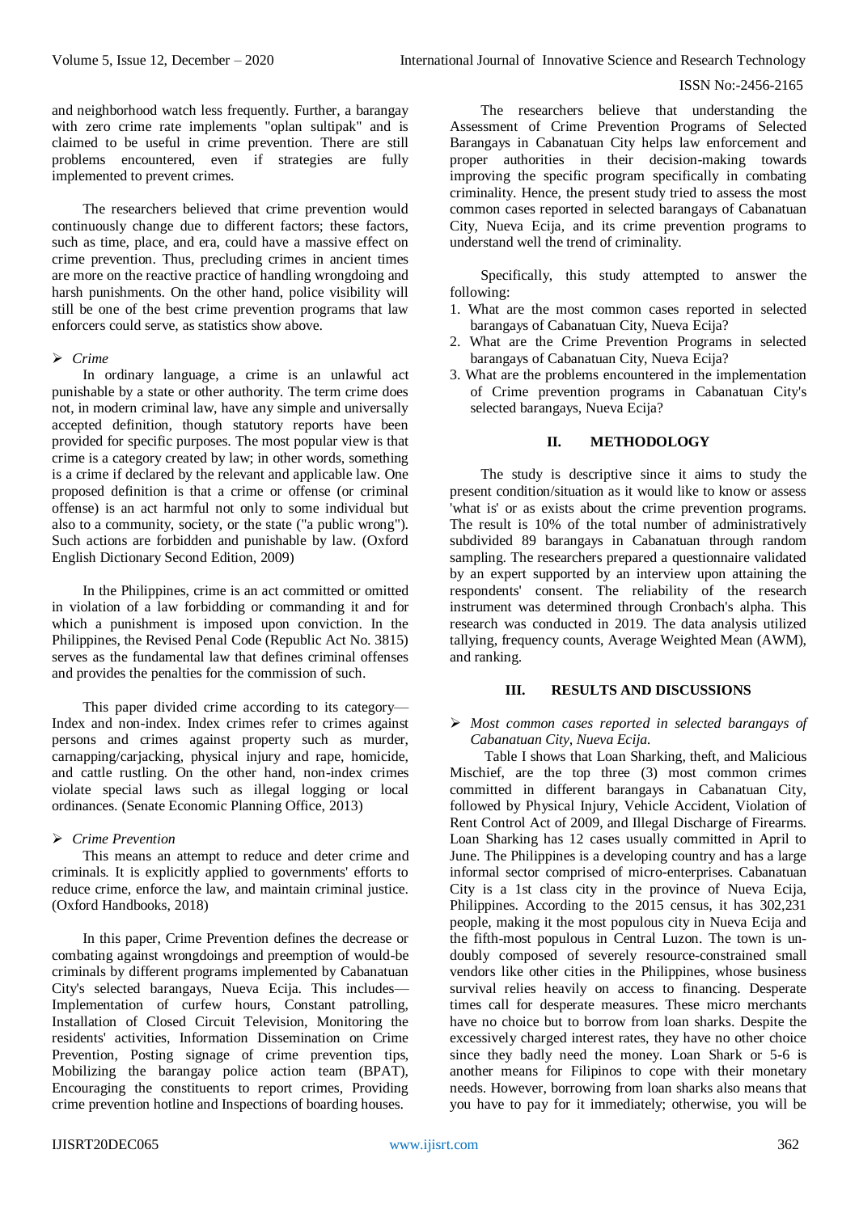and neighborhood watch less frequently. Further, a barangay with zero crime rate implements "oplan sultipak" and is claimed to be useful in crime prevention. There are still problems encountered, even if strategies are fully implemented to prevent crimes.

The researchers believed that crime prevention would continuously change due to different factors; these factors, such as time, place, and era, could have a massive effect on crime prevention. Thus, precluding crimes in ancient times are more on the reactive practice of handling wrongdoing and harsh punishments. On the other hand, police visibility will still be one of the best crime prevention programs that law enforcers could serve, as statistics show above.

- *Crime*

In ordinary language, a crime is an unlawful act punishable by a state or other authority. The term crime does not, in modern criminal law, have any simple and universally accepted definition, though statutory reports have been provided for specific purposes. The most popular view is that crime is a category created by law; in other words, something is a crime if declared by the relevant and applicable law. One proposed definition is that a crime or offense (or criminal offense) is an act harmful not only to some individual but also to a community, society, or the state ("a public wrong"). Such actions are forbidden and punishable by law. (Oxford English Dictionary Second Edition, 2009)

In the Philippines, crime is an act committed or omitted in violation of a law forbidding or commanding it and for which a punishment is imposed upon conviction. In the Philippines, the Revised Penal Code (Republic Act No. 3815) serves as the fundamental law that defines criminal offenses and provides the penalties for the commission of such.

This paper divided crime according to its category—Index and non-index. Index crimes refer to crimes against persons and crimes against property such as murder, carnapping/carjacking, physical injury and rape, homicide, and cattle rustling. On the other hand, non-index crimes violate special laws such as illegal logging or local ordinances. (Senate Economic Planning Office, 2013)

- *Crime Prevention*

This means an attempt to reduce and deter crime and criminals. It is explicitly applied to governments' efforts to reduce crime, enforce the law, and maintain criminal justice. (Oxford Handbooks, 2018)

In this paper, Crime Prevention defines the decrease or combating against wrongdoings and preemption of would-be criminals by different programs implemented by Cabanatuan City's selected barangays, Nueva Ecija. This includes—Implementation of curfew hours, Constant patrolling, Installation of Closed Circuit Television, Monitoring the residents' activities, Information Dissemination on Crime Prevention, Posting signage of crime prevention tips, Mobilizing the barangay police action team (BPAT), Encouraging the constituents to report crimes, Providing crime prevention hotline and Inspections of boarding houses.

The researchers believe that understanding the Assessment of Crime Prevention Programs of Selected Barangays in Cabanatuan City helps law enforcement and proper authorities in their decision-making towards improving the specific program specifically in combating criminality. Hence, the present study tried to assess the most common cases reported in selected barangays of Cabanatuan City, Nueva Ecija, and its crime prevention programs to understand well the trend of criminality.

Specifically, this study attempted to answer the following:

1. What are the most common cases reported in selected barangays of Cabanatuan City, Nueva Ecija?
2. What are the Crime Prevention Programs in selected barangays of Cabanatuan City, Nueva Ecija?
3. What are the problems encountered in the implementation of Crime prevention programs in Cabanatuan City's selected barangays, Nueva Ecija?

## II. METHODOLOGY

The study is descriptive since it aims to study the present condition/situation as it would like to know or assess 'what is' or as exists about the crime prevention programs. The result is 10% of the total number of administratively subdivided 89 barangays in Cabanatuan through random sampling. The researchers prepared a questionnaire validated by an expert supported by an interview upon attaining the respondents' consent. The reliability of the research instrument was determined through Cronbach's alpha. This research was conducted in 2019. The data analysis utilized tallying, frequency counts, Average Weighted Mean (AWM), and ranking.

## III. RESULTS AND DISCUSSIONS

- *Most common cases reported in selected barangays of Cabanatuan City, Nueva Ecija.*

Table I shows that Loan Sharking, theft, and Malicious Mischief, are the top three (3) most common crimes committed in different barangays in Cabanatuan City, followed by Physical Injury, Vehicle Accident, Violation of Rent Control Act of 2009, and Illegal Discharge of Firearms. Loan Sharking has 12 cases usually committed in April to June. The Philippines is a developing country and has a large informal sector comprised of micro-enterprises. Cabanatuan City is a 1st class city in the province of Nueva Ecija, Philippines. According to the 2015 census, it has 302,231 people, making it the most populous city in Nueva Ecija and the fifth-most populous in Central Luzon. The town is undoubly composed of severely resource-constrained small vendors like other cities in the Philippines, whose business survival relies heavily on access to financing. Desperate times call for desperate measures. These micro merchants have no choice but to borrow from loan sharks. Despite the excessively charged interest rates, they have no other choice since they badly need the money. Loan Shark or 5-6 is another means for Filipinos to cope with their monetary needs. However, borrowing from loan sharks also means that you have to pay for it immediately; otherwise, you will be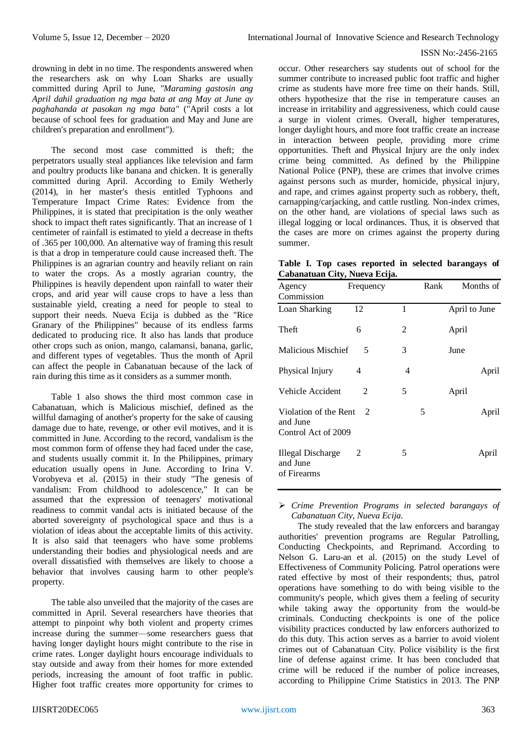drowning in debt in no time. The respondents answered when the researchers ask on why Loan Sharks are usually committed during April to June, *"Maraming gastosin ang April dahil graduation ng mga bata at ang May at June ay paghahanda at pasokan ng mga bata"* ("April costs a lot because of school fees for graduation and May and June are children's preparation and enrollment").

The second most case committed is theft; the perpetrators usually steal appliances like television and farm and poultry products like banana and chicken. It is generally committed during April. According to Emily Wetherly (2014), in her master's thesis entitled Typhoons and Temperature Impact Crime Rates: Evidence from the Philippines, it is stated that precipitation is the only weather shock to impact theft rates significantly. That an increase of 1 centimeter of rainfall is estimated to yield a decrease in thefts of .365 per 100,000. An alternative way of framing this result is that a drop in temperature could cause increased theft. The Philippines is an agrarian country and heavily reliant on rain to water the crops. As a mostly agrarian country, the Philippines is heavily dependent upon rainfall to water their crops, and arid year will cause crops to have a less than sustainable yield, creating a need for people to steal to support their needs. Nueva Ecija is dubbed as the "Rice Granary of the Philippines" because of its endless farms dedicated to producing rice. It also has lands that produce other crops such as onion, mango, calamansi, banana, garlic, and different types of vegetables. Thus the month of April can affect the people in Cabanatuan because of the lack of rain during this time as it considers as a summer month.

Table 1 also shows the third most common case in Cabanatuan, which is Malicious mischief, defined as the willful damaging of another's property for the sake of causing damage due to hate, revenge, or other evil motives, and it is committed in June. According to the record, vandalism is the most common form of offense they had faced under the case, and students usually commit it. In the Philippines, primary education usually opens in June. According to Irina V. Vorobyeva et al. (2015) in their study "The genesis of vandalism: From childhood to adolescence," It can be assumed that the expression of teenagers' motivational readiness to commit vandal acts is initiated because of the aborted sovereignty of psychological space and thus is a violation of ideas about the acceptable limits of this activity. It is also said that teenagers who have some problems understanding their bodies and physiological needs and are overall dissatisfied with themselves are likely to choose a behavior that involves causing harm to other people's property.

The table also unveiled that the majority of the cases are committed in April. Several researchers have theories that attempt to pinpoint why both violent and property crimes increase during the summer—some researchers guess that having longer daylight hours might contribute to the rise in crime rates. Longer daylight hours encourage individuals to stay outside and away from their homes for more extended periods, increasing the amount of foot traffic in public. Higher foot traffic creates more opportunity for crimes to occur. Other researchers say students out of school for the summer contribute to increased public foot traffic and higher crime as students have more free time on their hands. Still, others hypothesize that the rise in temperature causes an increase in irritability and aggressiveness, which could cause a surge in violent crimes. Overall, higher temperatures, longer daylight hours, and more foot traffic create an increase in interaction between people, providing more crime opportunities. Theft and Physical Injury are the only index crime being committed. As defined by the Philippine National Police (PNP), these are crimes that involve crimes against persons such as murder, homicide, physical injury, and rape, and crimes against property such as robbery, theft, carnapping/carjacking, and cattle rustling. Non-index crimes, on the other hand, are violations of special laws such as illegal logging or local ordinances. Thus, it is observed that the cases are more on crimes against the property during summer.

**Table I. Top cases reported in selected barangays of Cabanatuan City, Nueva Ecija.**

| Agency Commission | Frequency | Rank | Months of |
|---|---|---|---|
| Loan Sharking | 12 | 1 | April to June |
| Theft | 6 | 2 | April |
| Malicious Mischief | 5 | 3 | June |
| Physical Injury | 4 | 4 | April |
| Vehicle Accident | 2 | 5 | April |
| Violation of the Rent Control Act of 2009 | 2 | 5 | April and June |
| Illegal Discharge of Firearms | 2 | 5 | April and June |

- *Crime Prevention Programs in selected barangays of Cabanatuan City, Nueva Ecija.*

The study revealed that the law enforcers and barangay authorities' prevention programs are Regular Patrolling, Conducting Checkpoints, and Reprimand. According to Nelson G. Laru-an et al. (2015) on the study Level of Effectiveness of Community Policing. Patrol operations were rated effective by most of their respondents; thus, patrol operations have something to do with being visible to the community's people, which gives them a feeling of security while taking away the opportunity from the would-be criminals. Conducting checkpoints is one of the police visibility practices conducted by law enforcers authorized to do this duty. This action serves as a barrier to avoid violent crimes out of Cabanatuan City. Police visibility is the first line of defense against crime. It has been concluded that crime will be reduced if the number of police increases, according to Philippine Crime Statistics in 2013. The PNP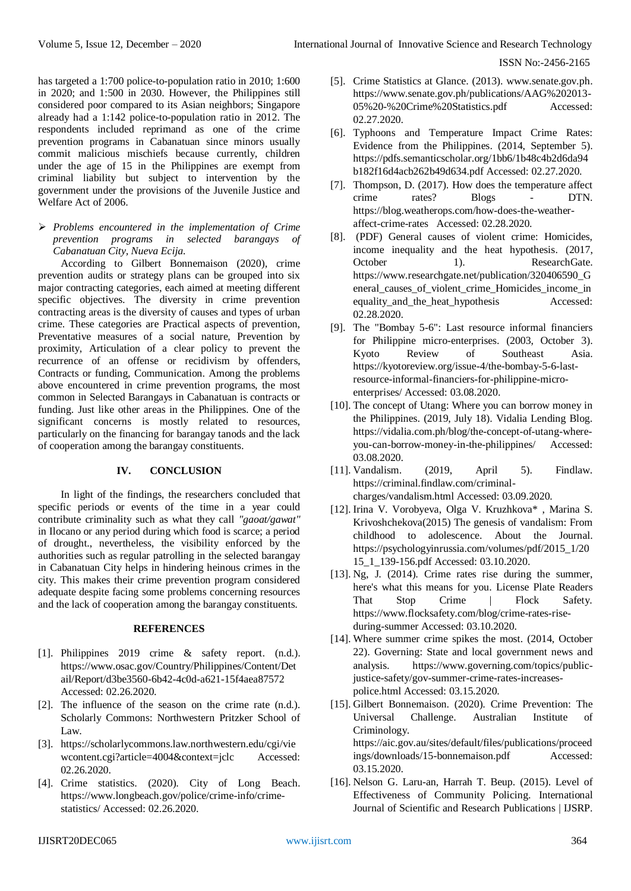has targeted a 1:700 police-to-population ratio in 2010; 1:600 in 2020; and 1:500 in 2030. However, the Philippines still considered poor compared to its Asian neighbors; Singapore already had a 1:142 police-to-population ratio in 2012. The respondents included reprimand as one of the crime prevention programs in Cabanatuan since minors usually commit malicious mischiefs because currently, children under the age of 15 in the Philippines are exempt from criminal liability but subject to intervention by the government under the provisions of the Juvenile Justice and Welfare Act of 2006.

- *Problems encountered in the implementation of Crime prevention programs in selected barangays of Cabanatuan City, Nueva Ecija.*

According to Gilbert Bonnemaison (2020), crime prevention audits or strategy plans can be grouped into six major contracting categories, each aimed at meeting different specific objectives. The diversity in crime prevention contracting areas is the diversity of causes and types of urban crime. These categories are Practical aspects of prevention, Preventative measures of a social nature, Prevention by proximity, Articulation of a clear policy to prevent the recurrence of an offense or recidivism by offenders, Contracts or funding, Communication. Among the problems above encountered in crime prevention programs, the most common in Selected Barangays in Cabanatuan is contracts or funding. Just like other areas in the Philippines. One of the significant concerns is mostly related to resources, particularly on the financing for barangay tanods and the lack of cooperation among the barangay constituents.

## IV. CONCLUSION

In light of the findings, the researchers concluded that specific periods or events of the time in a year could contribute criminality such as what they call *"gaoat/gawat"* in Ilocano or any period during which food is scarce; a period of drought., nevertheless, the visibility enforced by the authorities such as regular patrolling in the selected barangay in Cabanatuan City helps in hindering heinous crimes in the city. This makes their crime prevention program considered adequate despite facing some problems concerning resources and the lack of cooperation among the barangay constituents.

## REFERENCES

[1]. Philippines 2019 crime & safety report. (n.d.). https://www.osac.gov/Country/Philippines/Content/Detail/Report/d3be3560-6b42-4c0d-a621-15f4aea87572 Accessed: 02.26.2020.

[2]. The influence of the season on the crime rate (n.d.). Scholarly Commons: Northwestern Pritzker School of Law.

[3]. https://scholarlycommons.law.northwestern.edu/cgi/viewcontent.cgi?article=4004&context=jclc Accessed: 02.26.2020.

[4]. Crime statistics. (2020). City of Long Beach. https://www.longbeach.gov/police/crime-info/crime-statistics/ Accessed: 02.26.2020.

[5]. Crime Statistics at Glance. (2013). www.senate.gov.ph. https://www.senate.gov.ph/publications/AAG%202013-05%20-%20Crime%20Statistics.pdf Accessed: 02.27.2020.

[6]. Typhoons and Temperature Impact Crime Rates: Evidence from the Philippines. (2014, September 5). https://pdfs.semanticscholar.org/1bb6/1b48c4b2d6da94b182f16d4acb262b49d634.pdf Accessed: 02.27.2020.

[7]. Thompson, D. (2017). How does the temperature affect crime rates? Blogs - DTN. https://blog.weatherops.com/how-does-the-weather-affect-crime-rates Accessed: 02.28.2020.

[8]. (PDF) General causes of violent crime: Homicides, income inequality and the heat hypothesis. (2017, October 1). ResearchGate. https://www.researchgate.net/publication/320406590_General_causes_of_violent_crime_Homicides_income_inequality_and_the_heat_hypothesis Accessed: 02.28.2020.

[9]. The "Bombay 5-6": Last resource informal financiers for Philippine micro-enterprises. (2003, October 3). Kyoto Review of Southeast Asia. https://kyotoreview.org/issue-4/the-bombay-5-6-last-resource-informal-financiers-for-philippine-micro-enterprises/ Accessed: 03.08.2020.

[10]. The concept of Utang: Where you can borrow money in the Philippines. (2019, July 18). Vidalia Lending Blog. https://vidalia.com.ph/blog/the-concept-of-utang-where-you-can-borrow-money-in-the-philippines/ Accessed: 03.08.2020.

[11]. Vandalism. (2019, April 5). Findlaw. https://criminal.findlaw.com/criminal-charges/vandalism.html Accessed: 03.09.2020.

[12]. Irina V. Vorobyeva, Olga V. Kruzhkova* , Marina S. Krivoshchekova(2015) The genesis of vandalism: From childhood to adolescence. About the Journal. https://psychologyinrussia.com/volumes/pdf/2015_1/2015_1_139-156.pdf Accessed: 03.10.2020.

[13]. Ng, J. (2014). Crime rates rise during the summer, here's what this means for you. License Plate Readers That Stop Crime | Flock Safety. https://www.flocksafety.com/blog/crime-rates-rise-during-summer Accessed: 03.10.2020.

[14]. Where summer crime spikes the most. (2014, October 22). Governing: State and local government news and analysis. https://www.governing.com/topics/public-justice-safety/gov-summer-crime-rates-increases-police.html Accessed: 03.15.2020.

[15]. Gilbert Bonnemaison. (2020). Crime Prevention: The Universal Challenge. Australian Institute of Criminology. https://aic.gov.au/sites/default/files/publications/proceedings/downloads/15-bonnemaison.pdf Accessed: 03.15.2020.

[16]. Nelson G. Laru-an, Harrah T. Beup. (2015). Level of Effectiveness of Community Policing. International Journal of Scientific and Research Publications | IJSRP.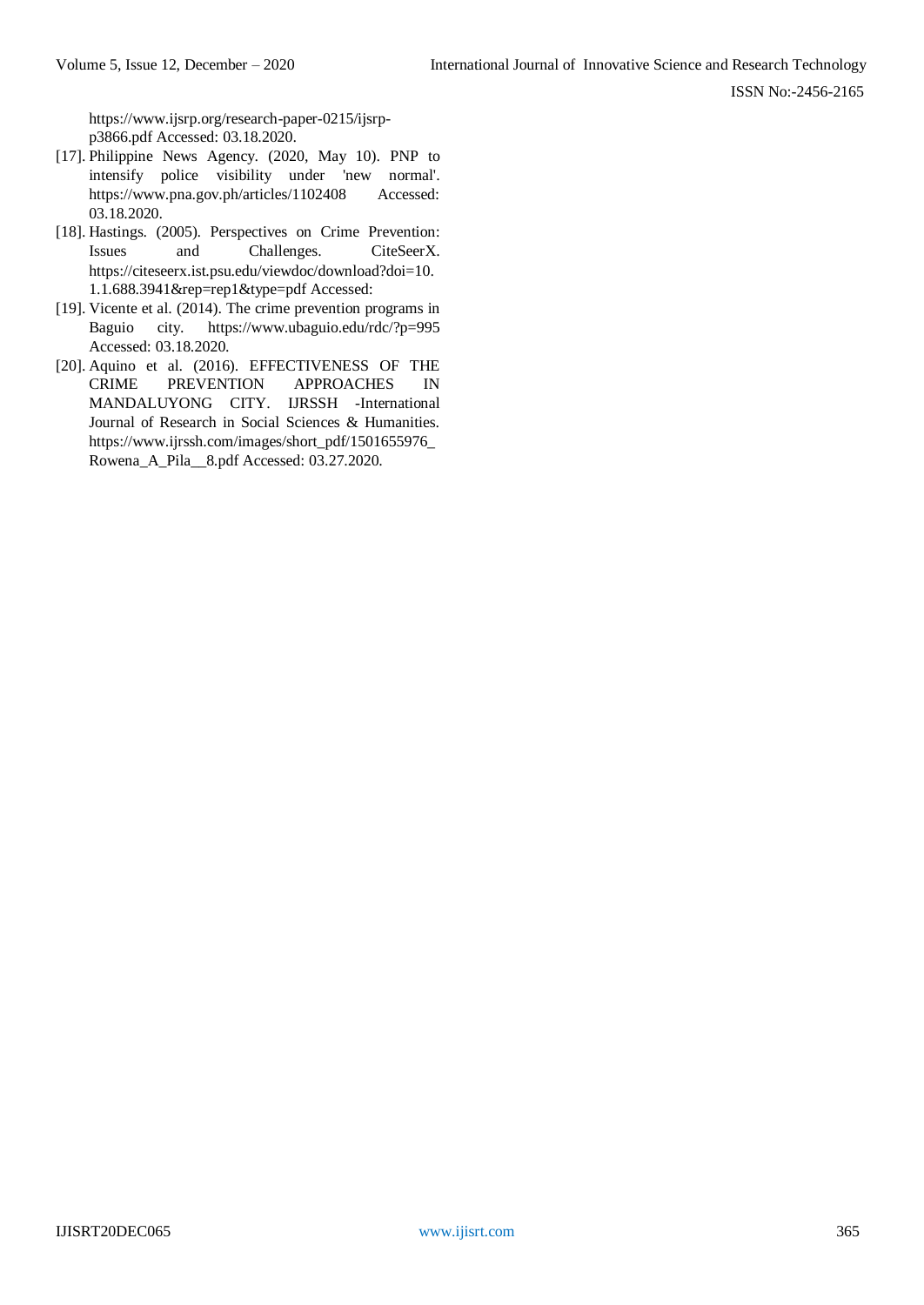https://www.ijsrp.org/research-paper-0215/ijsrp-p3866.pdf Accessed: 03.18.2020.

[17]. Philippine News Agency. (2020, May 10). PNP to intensify police visibility under 'new normal'. https://www.pna.gov.ph/articles/1102408 Accessed: 03.18.2020.

[18]. Hastings. (2005). Perspectives on Crime Prevention: Issues and Challenges. CiteSeerX. https://citeseerx.ist.psu.edu/viewdoc/download?doi=10.1.1.688.3941&rep=rep1&type=pdf Accessed:

[19]. Vicente et al. (2014). The crime prevention programs in Baguio city. https://www.ubaguio.edu/rdc/?p=995 Accessed: 03.18.2020.

[20]. Aquino et al. (2016). EFFECTIVENESS OF THE CRIME PREVENTION APPROACHES IN MANDALUYONG CITY. IJRSSH -International Journal of Research in Social Sciences & Humanities. https://www.ijrssh.com/images/short_pdf/1501655976_Rowena_A_Pila__8.pdf Accessed: 03.27.2020.